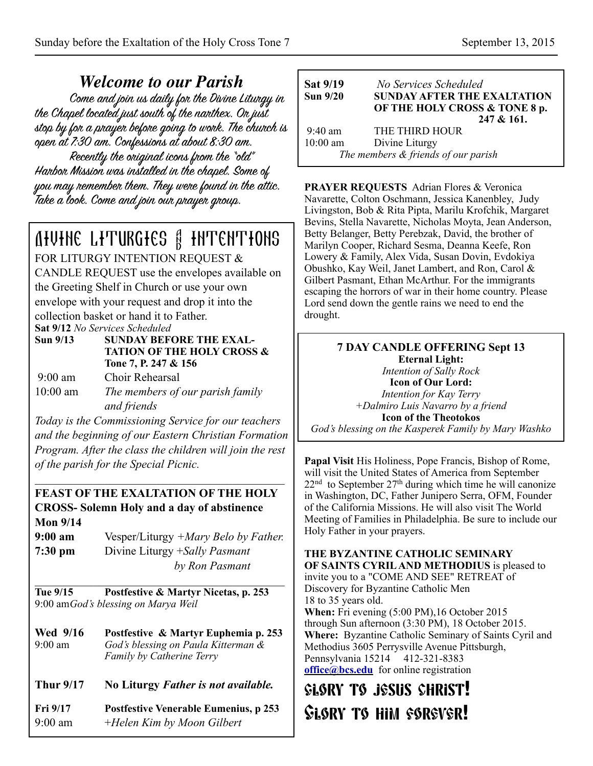## Welcome to our Parish

Come and join us daily for the Divine Liturgy in the Chapel located just south of the narthex. Or just stop by for a prayer before going to work. The church is open at 7:30 am. Confessions at about 8:30 am.

Recently the original icons from the "old" Harbor Mission was installed in the chapel. Some of you may remember them. They were found in the attic. Take a look. Come and join our prayer group.

## Divine Liturgies & Intentions

FOR LITURGY INTENTION REQUEST & CANDLE REQUEST use the envelopes available on the Greeting Shelf in Church or use your own envelope with your request and drop it into the collection basket or hand it to Father.

**Sat 9/12** *No Services Scheduled*

**Sun 9/13** — **SUNDAY BEFORE THE EXALTATION OF THE HOLY CROSS & Tone 7, P. 247 & 156**

9:00 am — Choir Rehearsal

10:00 am — *The members of our parish family and friends*

*Today is the Commissioning Service for our teachers and the beginning of our Eastern Christian Formation Program. After the class the children will join the rest of the parish for the Special Picnic.*

---

**FEAST OF THE EXALTATION OF THE HOLY CROSS- Solemn Holy and a day of abstinence**

**Mon 9/14**

**9:00 am** — Vesper/Liturgy *+Mary Belo by Father.*

**7:30 pm** — Divine Liturgy *+Sally Pasmant by Ron Pasmant*

---

**Tue 9/15** — **Postfestive & Martyr Nicetas, p. 253**
9:00 am *God's blessing on Marya Weil*

**Wed 9/16** — **Postfestive & Martyr Euphemia p. 253**
9:00 am — *God's blessing on Paula Kitterman & Family by Catherine Terry*

**Thur 9/17** — **No Liturgy** ***Father is not available.***

**Fri 9/17** — **Postfestive Venerable Eumenius, p 253**
9:00 am — *+Helen Kim by Moon Gilbert*

**Sat 9/19** — *No Services Scheduled*

**Sun 9/20** — **SUNDAY AFTER THE EXALTATION OF THE HOLY CROSS & TONE 8 p. 247 & 161.**

9:40 am — THE THIRD HOUR

10:00 am — Divine Liturgy

*The members & friends of our parish*

**PRAYER REQUESTS** Adrian Flores & Veronica Navarette, Colton Oschmann, Jessica Kanenbley, Judy Livingston, Bob & Rita Pipta, Marilu Krofchik, Margaret Bevins, Stella Navarette, Nicholas Moyta, Jean Anderson, Betty Belanger, Betty Perebzak, David, the brother of Marilyn Cooper, Richard Sesma, Deanna Keefe, Ron Lowery & Family, Alex Vida, Susan Dovin, Evdokiya Obushko, Kay Weil, Janet Lambert, and Ron, Carol & Gilbert Pasmant, Ethan McArthur. For the immigrants escaping the horrors of war in their home country. Please Lord send down the gentle rains we need to end the drought.

**7 DAY CANDLE OFFERING Sept 13**

**Eternal Light:**
*Intention of Sally Rock*

**Icon of Our Lord:**
*Intention for Kay Terry*
*+Dalmiro Luis Navarro by a friend*

**Icon of the Theotokos**
*God's blessing on the Kasperek Family by Mary Washko*

**Papal Visit** His Holiness, Pope Francis, Bishop of Rome, will visit the United States of America from September 22nd to September 27th during which time he will canonize in Washington, DC, Father Junipero Serra, OFM, Founder of the California Missions. He will also visit The World Meeting of Families in Philadelphia. Be sure to include our Holy Father in your prayers.

**THE BYZANTINE CATHOLIC SEMINARY OF SAINTS CYRIL AND METHODIUS** is pleased to invite you to a "COME AND SEE" RETREAT of Discovery for Byzantine Catholic Men 18 to 35 years old.
**When:** Fri evening (5:00 PM),16 October 2015 through Sun afternoon (3:30 PM), 18 October 2015.
**Where:** Byzantine Catholic Seminary of Saints Cyril and Methodius 3605 Perrysville Avenue Pittsburgh, Pennsylvania 15214 412-321-8383
**office@bcs.edu** for online registration

## Glory to Jesus Christ!
## Glory to Him forever!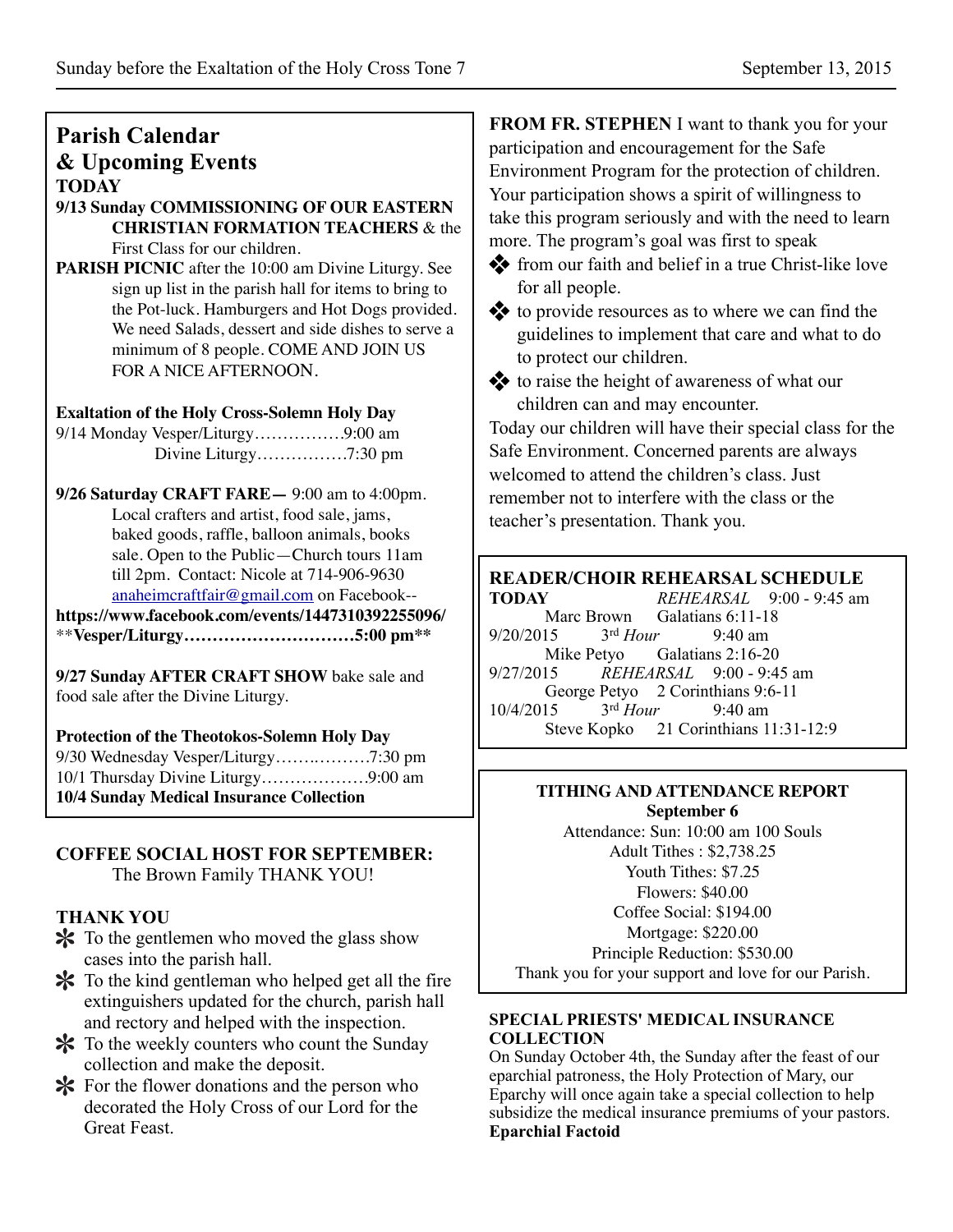## Parish Calendar & Upcoming Events

**TODAY**

**9/13 Sunday COMMISSIONING OF OUR EASTERN CHRISTIAN FORMATION TEACHERS** & the First Class for our children.

**PARISH PICNIC** after the 10:00 am Divine Liturgy. See sign up list in the parish hall for items to bring to the Pot-luck. Hamburgers and Hot Dogs provided. We need Salads, dessert and side dishes to serve a minimum of 8 people. COME AND JOIN US FOR A NICE AFTERNOON.

**Exaltation of the Holy Cross-Solemn Holy Day**

9/14 Monday Vesper/Liturgy…………….9:00 am
Divine Liturgy…………….7:30 pm

**9/26 Saturday CRAFT FARE—** 9:00 am to 4:00pm. Local crafters and artist, food sale, jams, baked goods, raffle, balloon animals, books sale. Open to the Public—Church tours 11am till 2pm. Contact: Nicole at 714-906-9630 anaheimcraftfair@gmail.com on Facebook-- **https://www.facebook.com/events/1447310392255096/**
**Vesper/Liturgy…………………………5:00 pm**

**9/27 Sunday AFTER CRAFT SHOW** bake sale and food sale after the Divine Liturgy.

**Protection of the Theotokos-Solemn Holy Day**

9/30 Wednesday Vesper/Liturgy……..………7:30 pm
10/1 Thursday Divine Liturgy………………9:00 am
**10/4 Sunday Medical Insurance Collection**

**COFFEE SOCIAL HOST FOR SEPTEMBER:**
The Brown Family THANK YOU!

**THANK YOU**

- To the gentlemen who moved the glass show cases into the parish hall.
- To the kind gentleman who helped get all the fire extinguishers updated for the church, parish hall and rectory and helped with the inspection.
- To the weekly counters who count the Sunday collection and make the deposit.
- For the flower donations and the person who decorated the Holy Cross of our Lord for the Great Feast.

**FROM FR. STEPHEN** I want to thank you for your participation and encouragement for the Safe Environment Program for the protection of children. Your participation shows a spirit of willingness to take this program seriously and with the need to learn more. The program's goal was first to speak

- from our faith and belief in a true Christ-like love for all people.
- to provide resources as to where we can find the guidelines to implement that care and what to do to protect our children.
- to raise the height of awareness of what our children can and may encounter.

Today our children will have their special class for the Safe Environment. Concerned parents are always welcomed to attend the children's class. Just remember not to interfere with the class or the teacher's presentation. Thank you.

**READER/CHOIR REHEARSAL SCHEDULE**

**TODAY** *REHEARSAL* 9:00 - 9:45 am
Marc Brown Galatians 6:11-18
9/20/2015 3rd *Hour* 9:40 am
Mike Petyo Galatians 2:16-20
9/27/2015 *REHEARSAL* 9:00 - 9:45 am
George Petyo 2 Corinthians 9:6-11
10/4/2015 3rd *Hour* 9:40 am
Steve Kopko 21 Corinthians 11:31-12:9

**TITHING AND ATTENDANCE REPORT**
**September 6**

Attendance: Sun: 10:00 am 100 Souls
Adult Tithes : $2,738.25
Youth Tithes: $7.25
Flowers: $40.00
Coffee Social: $194.00
Mortgage: $220.00
Principle Reduction: $530.00
Thank you for your support and love for our Parish.

**SPECIAL PRIESTS' MEDICAL INSURANCE COLLECTION**

On Sunday October 4th, the Sunday after the feast of our eparchial patroness, the Holy Protection of Mary, our Eparchy will once again take a special collection to help subsidize the medical insurance premiums of your pastors.
**Eparchial Factoid**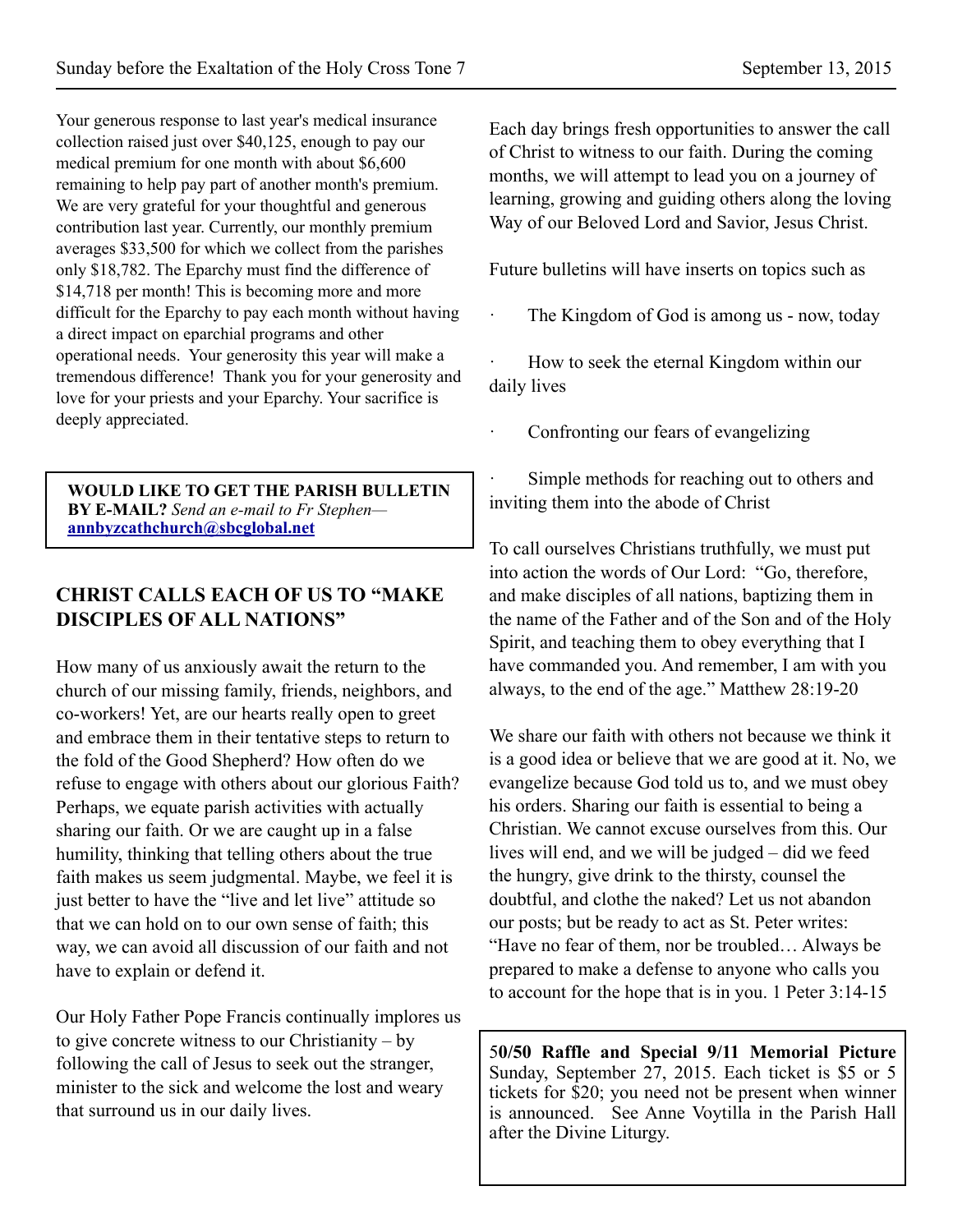Your generous response to last year's medical insurance collection raised just over $40,125, enough to pay our medical premium for one month with about $6,600 remaining to help pay part of another month's premium. We are very grateful for your thoughtful and generous contribution last year. Currently, our monthly premium averages $33,500 for which we collect from the parishes only $18,782. The Eparchy must find the difference of $14,718 per month! This is becoming more and more difficult for the Eparchy to pay each month without having a direct impact on eparchial programs and other operational needs. Your generosity this year will make a tremendous difference! Thank you for your generosity and love for your priests and your Eparchy. Your sacrifice is deeply appreciated.

**WOULD LIKE TO GET THE PARISH BULLETIN BY E-MAIL?** *Send an e-mail to Fr Stephen—* **annbyzcathchurch@sbcglobal.net**

## CHRIST CALLS EACH OF US TO "MAKE DISCIPLES OF ALL NATIONS"

How many of us anxiously await the return to the church of our missing family, friends, neighbors, and co-workers! Yet, are our hearts really open to greet and embrace them in their tentative steps to return to the fold of the Good Shepherd? How often do we refuse to engage with others about our glorious Faith? Perhaps, we equate parish activities with actually sharing our faith. Or we are caught up in a false humility, thinking that telling others about the true faith makes us seem judgmental. Maybe, we feel it is just better to have the "live and let live" attitude so that we can hold on to our own sense of faith; this way, we can avoid all discussion of our faith and not have to explain or defend it.

Our Holy Father Pope Francis continually implores us to give concrete witness to our Christianity – by following the call of Jesus to seek out the stranger, minister to the sick and welcome the lost and weary that surround us in our daily lives.

Each day brings fresh opportunities to answer the call of Christ to witness to our faith. During the coming months, we will attempt to lead you on a journey of learning, growing and guiding others along the loving Way of our Beloved Lord and Savior, Jesus Christ.

Future bulletins will have inserts on topics such as

- The Kingdom of God is among us - now, today
- How to seek the eternal Kingdom within our daily lives
- Confronting our fears of evangelizing
- Simple methods for reaching out to others and inviting them into the abode of Christ

To call ourselves Christians truthfully, we must put into action the words of Our Lord: "Go, therefore, and make disciples of all nations, baptizing them in the name of the Father and of the Son and of the Holy Spirit, and teaching them to obey everything that I have commanded you. And remember, I am with you always, to the end of the age." Matthew 28:19-20

We share our faith with others not because we think it is a good idea or believe that we are good at it. No, we evangelize because God told us to, and we must obey his orders. Sharing our faith is essential to being a Christian. We cannot excuse ourselves from this. Our lives will end, and we will be judged – did we feed the hungry, give drink to the thirsty, counsel the doubtful, and clothe the naked? Let us not abandon our posts; but be ready to act as St. Peter writes: "Have no fear of them, nor be troubled… Always be prepared to make a defense to anyone who calls you to account for the hope that is in you. 1 Peter 3:14-15

**50/50 Raffle and Special 9/11 Memorial Picture** Sunday, September 27, 2015. Each ticket is $5 or 5 tickets for $20; you need not be present when winner is announced. See Anne Voytilla in the Parish Hall after the Divine Liturgy.